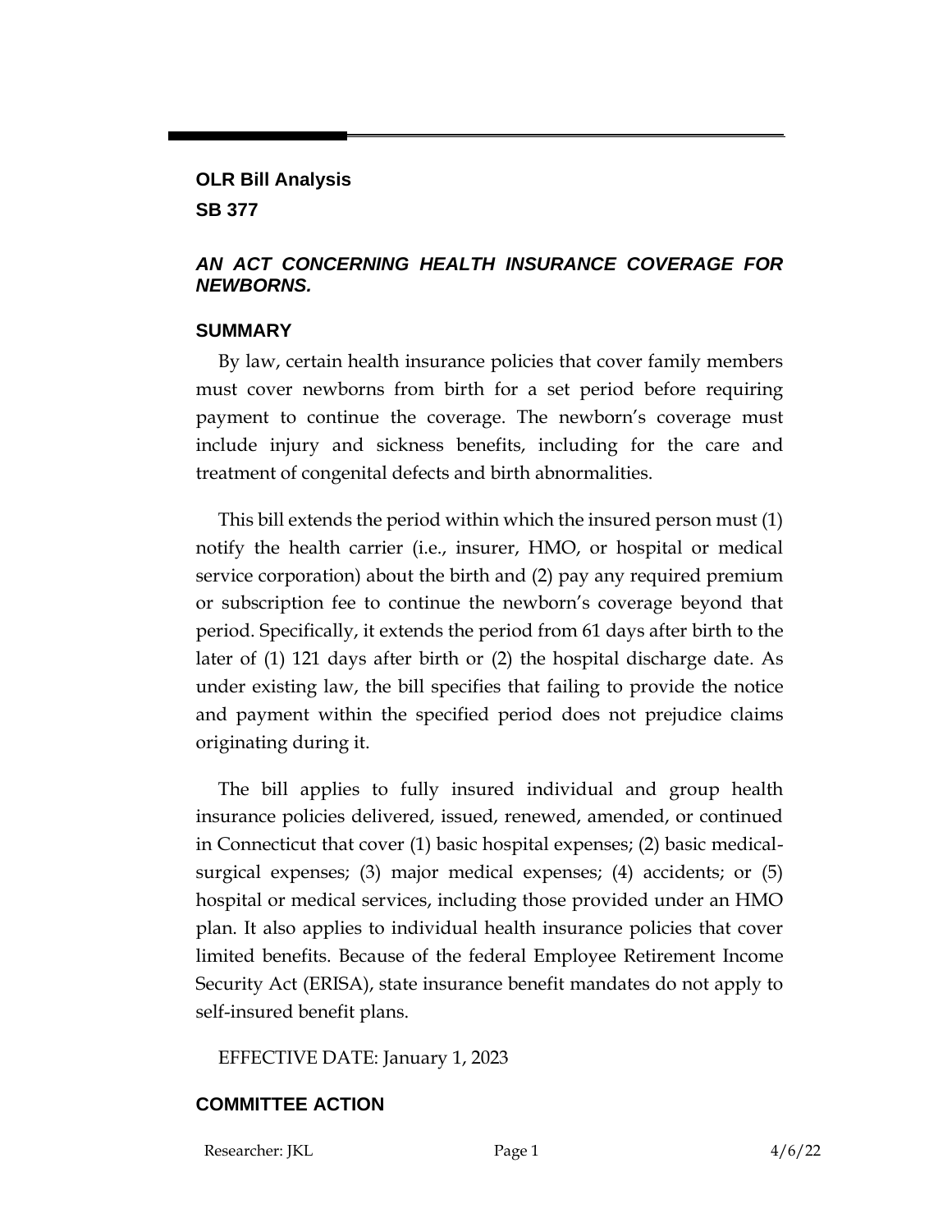## OLR Bill Analysis

## SB 377

### *AN ACT CONCERNING HEALTH INSURANCE COVERAGE FOR NEWBORNS.*

### SUMMARY

By law, certain health insurance policies that cover family members must cover newborns from birth for a set period before requiring payment to continue the coverage. The newborn's coverage must include injury and sickness benefits, including for the care and treatment of congenital defects and birth abnormalities.

This bill extends the period within which the insured person must (1) notify the health carrier (i.e., insurer, HMO, or hospital or medical service corporation) about the birth and (2) pay any required premium or subscription fee to continue the newborn's coverage beyond that period. Specifically, it extends the period from 61 days after birth to the later of (1) 121 days after birth or (2) the hospital discharge date. As under existing law, the bill specifies that failing to provide the notice and payment within the specified period does not prejudice claims originating during it.

The bill applies to fully insured individual and group health insurance policies delivered, issued, renewed, amended, or continued in Connecticut that cover (1) basic hospital expenses; (2) basic medical-surgical expenses; (3) major medical expenses; (4) accidents; or (5) hospital or medical services, including those provided under an HMO plan. It also applies to individual health insurance policies that cover limited benefits. Because of the federal Employee Retirement Income Security Act (ERISA), state insurance benefit mandates do not apply to self-insured benefit plans.

EFFECTIVE DATE: January 1, 2023

### COMMITTEE ACTION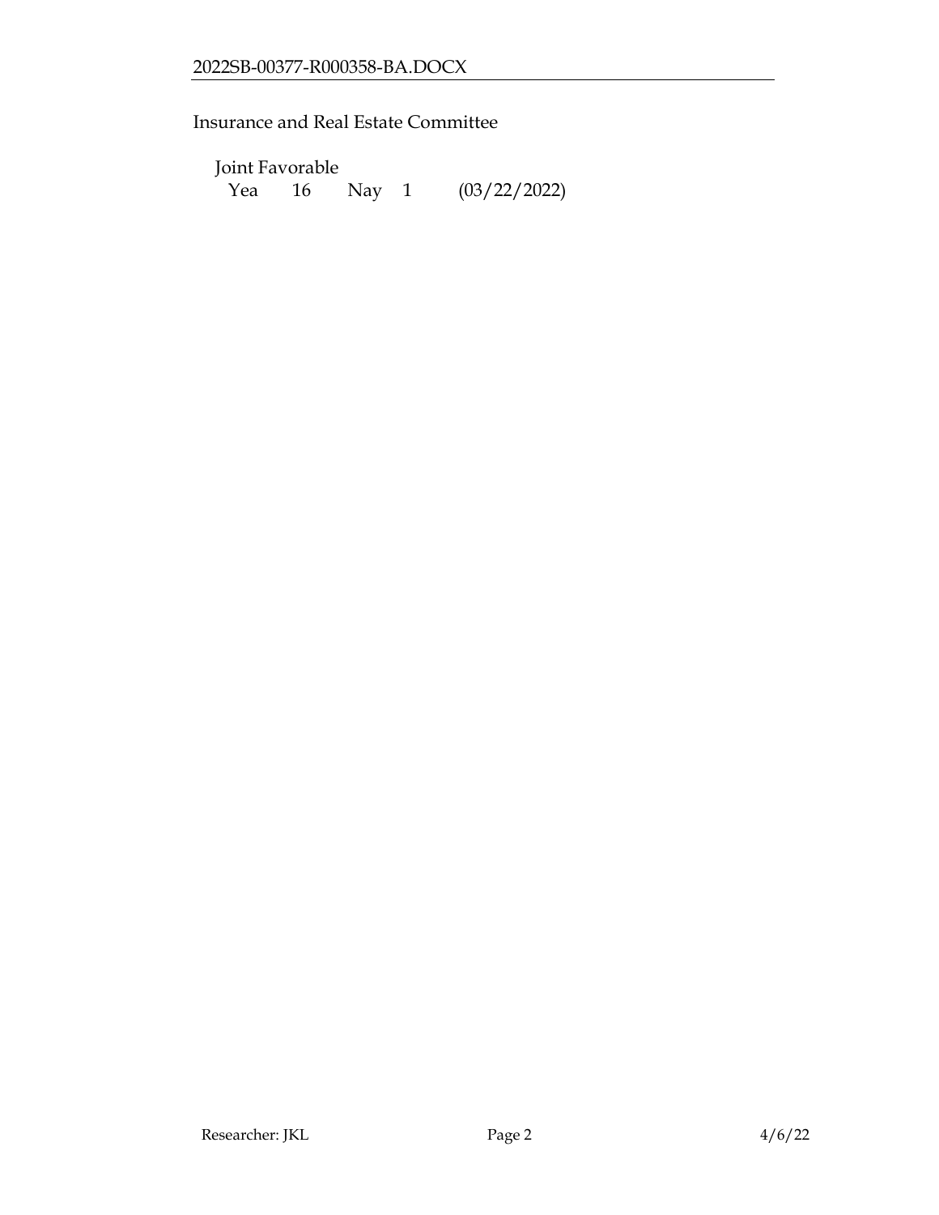Insurance and Real Estate Committee

Joint Favorable

| | | | | |
|---|---|---|---|---|
| Yea | 16 | Nay | 1 | (03/22/2022) |